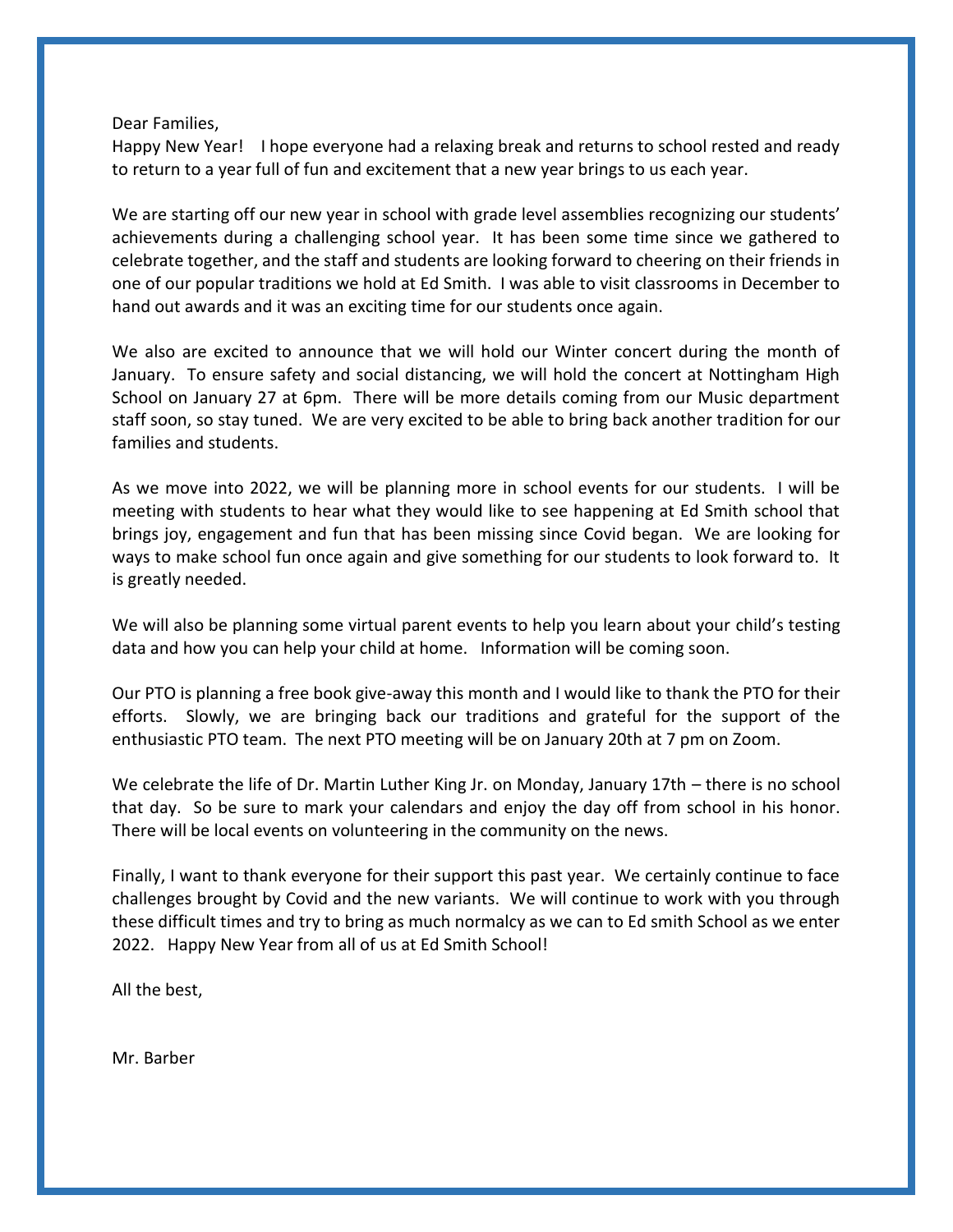Dear Families,

Happy New Year! I hope everyone had a relaxing break and returns to school rested and ready to return to a year full of fun and excitement that a new year brings to us each year.

We are starting off our new year in school with grade level assemblies recognizing our students' achievements during a challenging school year. It has been some time since we gathered to celebrate together, and the staff and students are looking forward to cheering on their friends in one of our popular traditions we hold at Ed Smith. I was able to visit classrooms in December to hand out awards and it was an exciting time for our students once again.

We also are excited to announce that we will hold our Winter concert during the month of January. To ensure safety and social distancing, we will hold the concert at Nottingham High School on January 27 at 6pm. There will be more details coming from our Music department staff soon, so stay tuned. We are very excited to be able to bring back another tradition for our families and students.

As we move into 2022, we will be planning more in school events for our students. I will be meeting with students to hear what they would like to see happening at Ed Smith school that brings joy, engagement and fun that has been missing since Covid began. We are looking for ways to make school fun once again and give something for our students to look forward to. It is greatly needed.

We will also be planning some virtual parent events to help you learn about your child's testing data and how you can help your child at home. Information will be coming soon.

Our PTO is planning a free book give-away this month and I would like to thank the PTO for their efforts. Slowly, we are bringing back our traditions and grateful for the support of the enthusiastic PTO team. The next PTO meeting will be on January 20th at 7 pm on Zoom.

We celebrate the life of Dr. Martin Luther King Jr. on Monday, January 17th – there is no school that day. So be sure to mark your calendars and enjoy the day off from school in his honor. There will be local events on volunteering in the community on the news.

Finally, I want to thank everyone for their support this past year. We certainly continue to face challenges brought by Covid and the new variants. We will continue to work with you through these difficult times and try to bring as much normalcy as we can to Ed smith School as we enter 2022. Happy New Year from all of us at Ed Smith School!

All the best,

Mr. Barber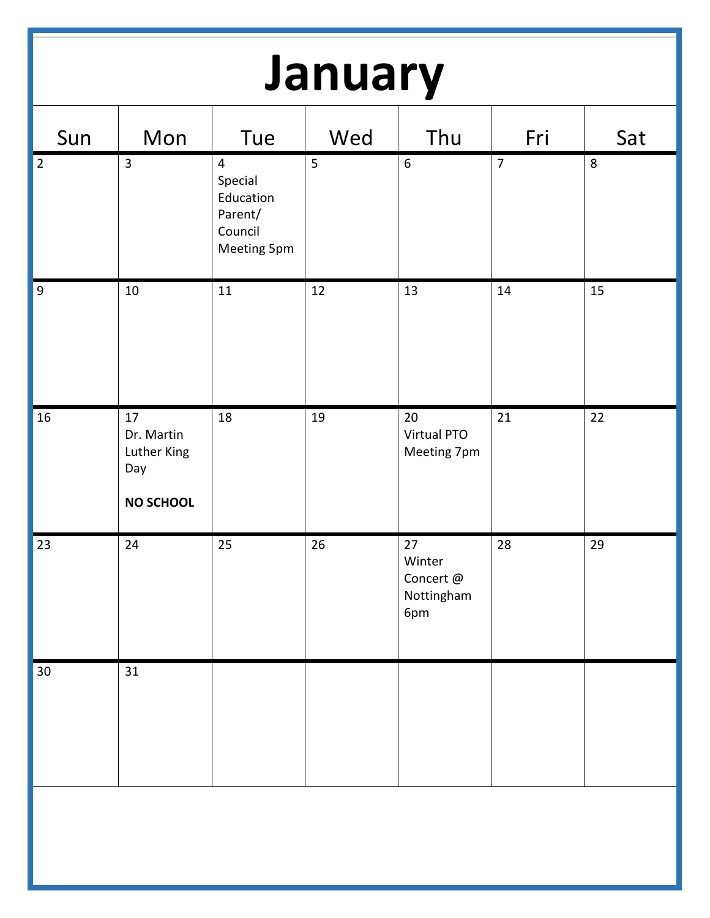# January

| Sun | Mon | Tue | Wed | Thu | Fri | Sat |
|---|---|---|---|---|---|---|
| 2 | 3 | 4 Special Education Parent/ Council Meeting 5pm | 5 | 6 | 7 | 8 |
| 9 | 10 | 11 | 12 | 13 | 14 | 15 |
| 16 | 17 Dr. Martin Luther King Day **NO SCHOOL** | 18 | 19 | 20 Virtual PTO Meeting 7pm | 21 | 22 |
| 23 | 24 | 25 | 26 | 27 Winter Concert @ Nottingham 6pm | 28 | 29 |
| 30 | 31 | | | | | |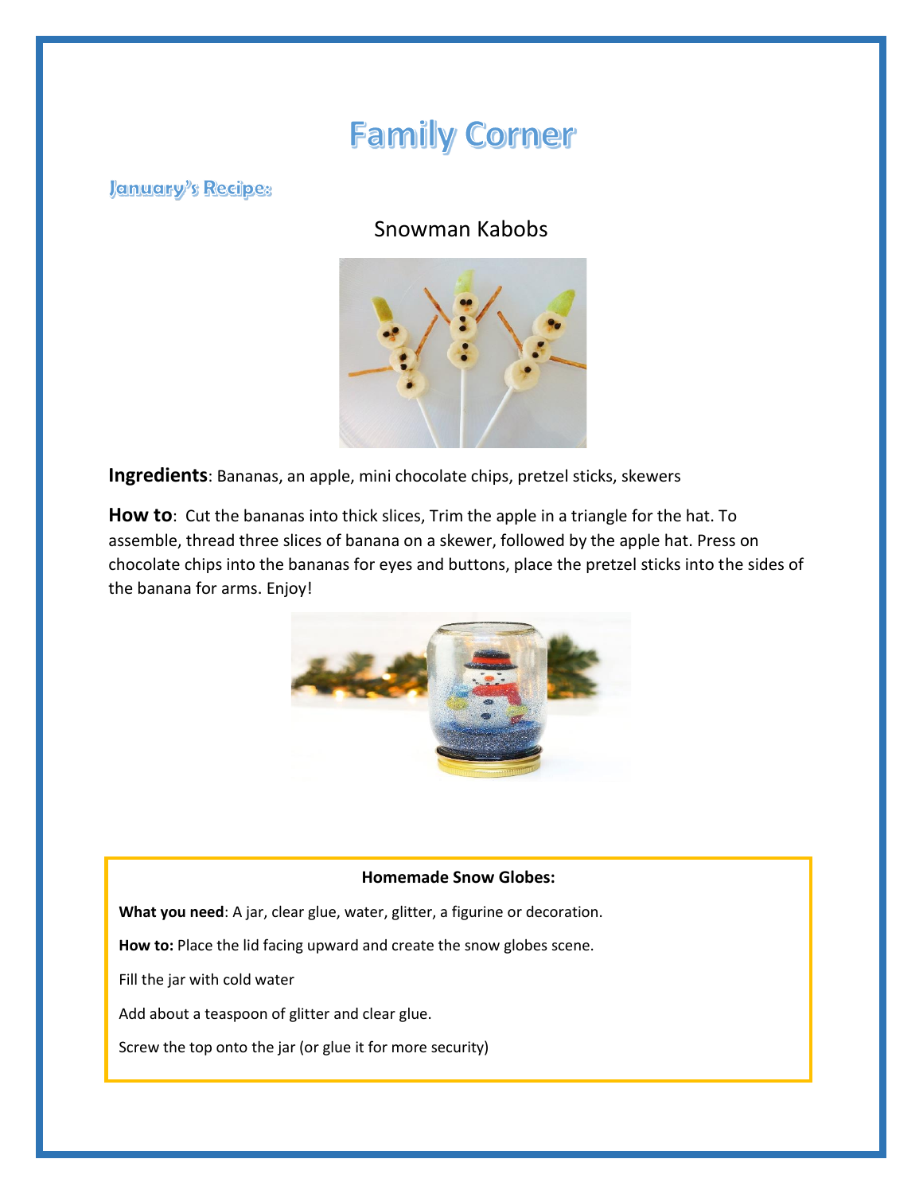# Family Corner

### January's Recipe:

Snowman Kabobs

**Ingredients**: Bananas, an apple, mini chocolate chips, pretzel sticks, skewers

**How to**: Cut the bananas into thick slices, Trim the apple in a triangle for the hat. To assemble, thread three slices of banana on a skewer, followed by the apple hat. Press on chocolate chips into the bananas for eyes and buttons, place the pretzel sticks into the sides of the banana for arms. Enjoy!

**Homemade Snow Globes:**

**What you need**: A jar, clear glue, water, glitter, a figurine or decoration.

**How to:** Place the lid facing upward and create the snow globes scene.

Fill the jar with cold water

Add about a teaspoon of glitter and clear glue.

Screw the top onto the jar (or glue it for more security)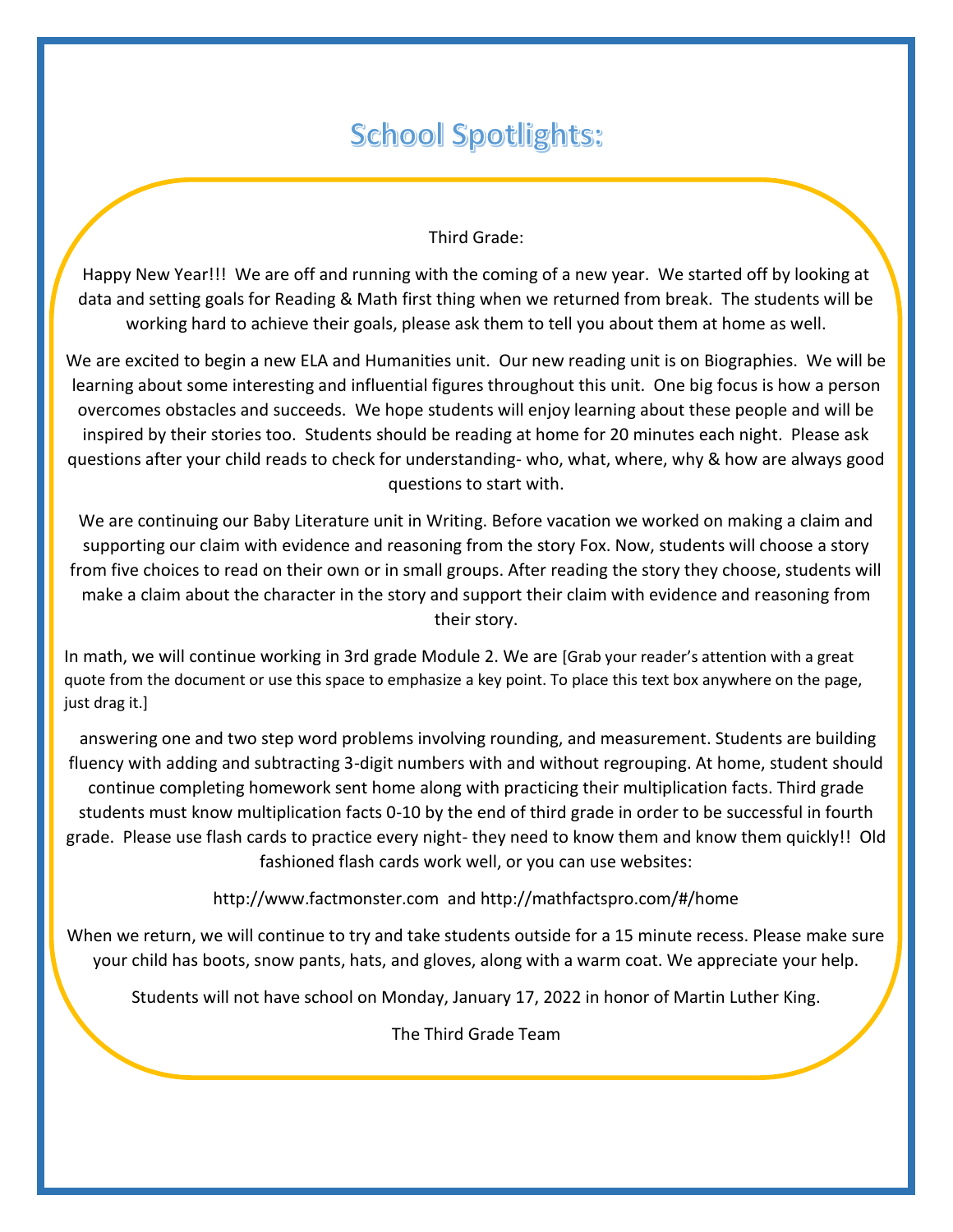# School Spotlights:

Third Grade:

Happy New Year!!! We are off and running with the coming of a new year. We started off by looking at data and setting goals for Reading & Math first thing when we returned from break. The students will be working hard to achieve their goals, please ask them to tell you about them at home as well.

We are excited to begin a new ELA and Humanities unit. Our new reading unit is on Biographies. We will be learning about some interesting and influential figures throughout this unit. One big focus is how a person overcomes obstacles and succeeds. We hope students will enjoy learning about these people and will be inspired by their stories too. Students should be reading at home for 20 minutes each night. Please ask questions after your child reads to check for understanding- who, what, where, why & how are always good questions to start with.

We are continuing our Baby Literature unit in Writing. Before vacation we worked on making a claim and supporting our claim with evidence and reasoning from the story Fox. Now, students will choose a story from five choices to read on their own or in small groups. After reading the story they choose, students will make a claim about the character in the story and support their claim with evidence and reasoning from their story.

In math, we will continue working in 3rd grade Module 2. We are [Grab your reader's attention with a great quote from the document or use this space to emphasize a key point. To place this text box anywhere on the page, just drag it.]

answering one and two step word problems involving rounding, and measurement. Students are building fluency with adding and subtracting 3-digit numbers with and without regrouping. At home, student should continue completing homework sent home along with practicing their multiplication facts. Third grade students must know multiplication facts 0-10 by the end of third grade in order to be successful in fourth grade. Please use flash cards to practice every night- they need to know them and know them quickly!! Old fashioned flash cards work well, or you can use websites:

http://www.factmonster.com and http://mathfactspro.com/#/home

When we return, we will continue to try and take students outside for a 15 minute recess. Please make sure your child has boots, snow pants, hats, and gloves, along with a warm coat. We appreciate your help.

Students will not have school on Monday, January 17, 2022 in honor of Martin Luther King.

The Third Grade Team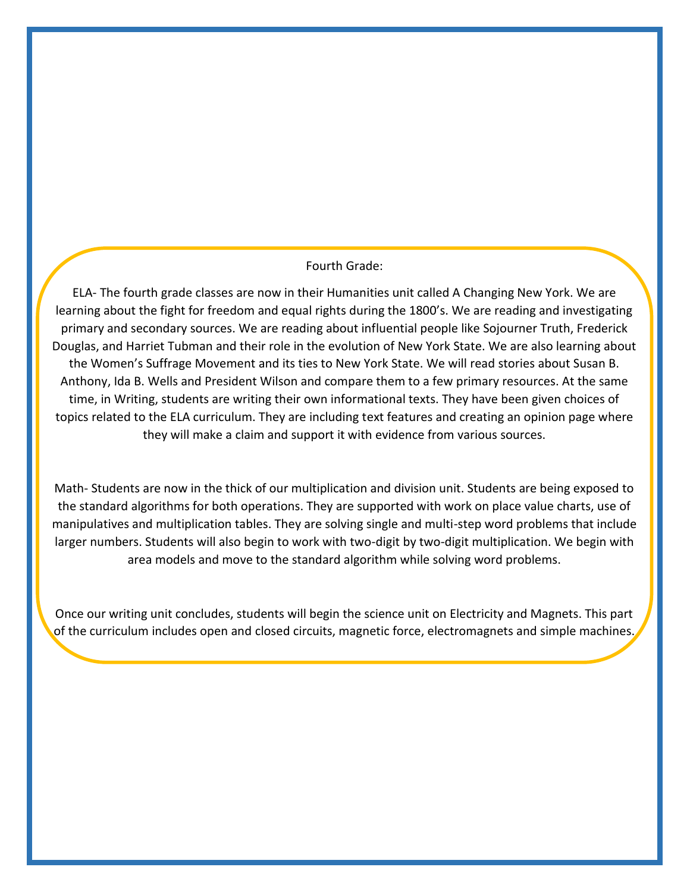## Fourth Grade:

ELA- The fourth grade classes are now in their Humanities unit called A Changing New York. We are learning about the fight for freedom and equal rights during the 1800's. We are reading and investigating primary and secondary sources. We are reading about influential people like Sojourner Truth, Frederick Douglas, and Harriet Tubman and their role in the evolution of New York State. We are also learning about the Women's Suffrage Movement and its ties to New York State. We will read stories about Susan B. Anthony, Ida B. Wells and President Wilson and compare them to a few primary resources. At the same time, in Writing, students are writing their own informational texts. They have been given choices of topics related to the ELA curriculum. They are including text features and creating an opinion page where they will make a claim and support it with evidence from various sources.

Math- Students are now in the thick of our multiplication and division unit. Students are being exposed to the standard algorithms for both operations. They are supported with work on place value charts, use of manipulatives and multiplication tables. They are solving single and multi-step word problems that include larger numbers. Students will also begin to work with two-digit by two-digit multiplication. We begin with area models and move to the standard algorithm while solving word problems.

Once our writing unit concludes, students will begin the science unit on Electricity and Magnets. This part of the curriculum includes open and closed circuits, magnetic force, electromagnets and simple machines.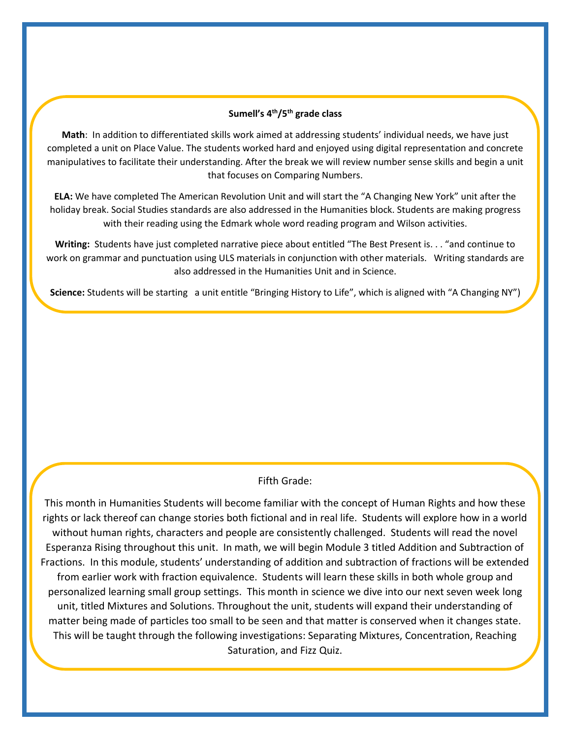**Sumell's 4th/5th grade class**

**Math**: In addition to differentiated skills work aimed at addressing students' individual needs, we have just completed a unit on Place Value. The students worked hard and enjoyed using digital representation and concrete manipulatives to facilitate their understanding. After the break we will review number sense skills and begin a unit that focuses on Comparing Numbers.

**ELA:** We have completed The American Revolution Unit and will start the "A Changing New York" unit after the holiday break. Social Studies standards are also addressed in the Humanities block. Students are making progress with their reading using the Edmark whole word reading program and Wilson activities.

**Writing:** Students have just completed narrative piece about entitled "The Best Present is. . . "and continue to work on grammar and punctuation using ULS materials in conjunction with other materials. Writing standards are also addressed in the Humanities Unit and in Science.

**Science:** Students will be starting a unit entitle "Bringing History to Life", which is aligned with "A Changing NY")

Fifth Grade:

This month in Humanities Students will become familiar with the concept of Human Rights and how these rights or lack thereof can change stories both fictional and in real life. Students will explore how in a world without human rights, characters and people are consistently challenged. Students will read the novel Esperanza Rising throughout this unit. In math, we will begin Module 3 titled Addition and Subtraction of Fractions. In this module, students' understanding of addition and subtraction of fractions will be extended from earlier work with fraction equivalence. Students will learn these skills in both whole group and personalized learning small group settings. This month in science we dive into our next seven week long unit, titled Mixtures and Solutions. Throughout the unit, students will expand their understanding of matter being made of particles too small to be seen and that matter is conserved when it changes state. This will be taught through the following investigations: Separating Mixtures, Concentration, Reaching Saturation, and Fizz Quiz.